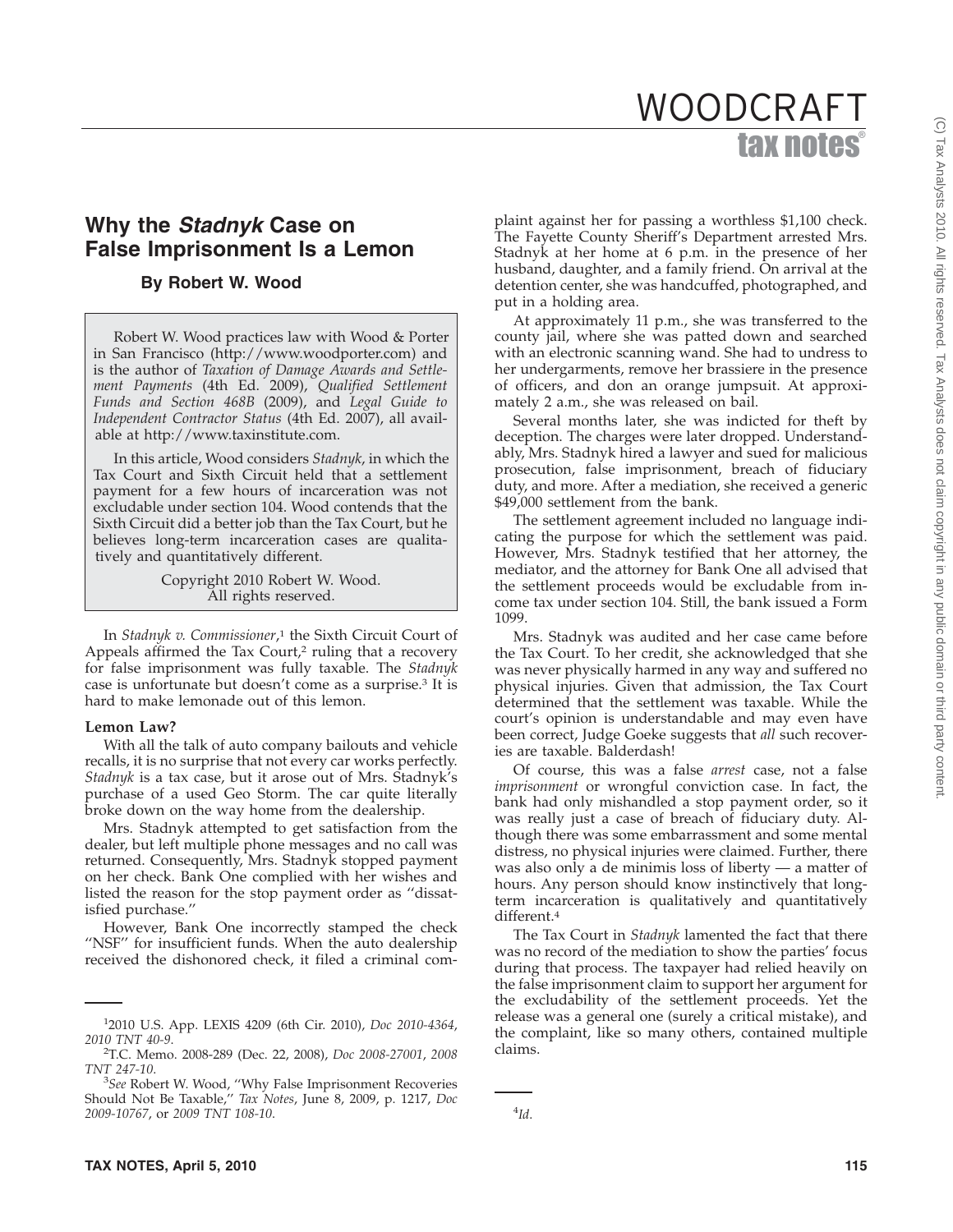# Why the *Stadnyk* Case on False Imprisonment Is a Lemon

**By Robert W. Wood**

Robert W. Wood practices law with Wood & Porter in San Francisco (http://www.woodporter.com) and is the author of *Taxation of Damage Awards and Settlement Payments* (4th Ed. 2009), *Qualified Settlement Funds and Section 468B* (2009), and *Legal Guide to Independent Contractor Status* (4th Ed. 2007), all available at http://www.taxinstitute.com.

In this article, Wood considers *Stadnyk*, in which the Tax Court and Sixth Circuit held that a settlement payment for a few hours of incarceration was not excludable under section 104. Wood contends that the Sixth Circuit did a better job than the Tax Court, but he believes long-term incarceration cases are qualitatively and quantitatively different.

Copyright 2010 Robert W. Wood.
All rights reserved.

In *Stadnyk v. Commissioner*,[1] the Sixth Circuit Court of Appeals affirmed the Tax Court,[2] ruling that a recovery for false imprisonment was fully taxable. The *Stadnyk* case is unfortunate but doesn't come as a surprise.[3] It is hard to make lemonade out of this lemon.

**Lemon Law?**

With all the talk of auto company bailouts and vehicle recalls, it is no surprise that not every car works perfectly. *Stadnyk* is a tax case, but it arose out of Mrs. Stadnyk's purchase of a used Geo Storm. The car quite literally broke down on the way home from the dealership.

Mrs. Stadnyk attempted to get satisfaction from the dealer, but left multiple phone messages and no call was returned. Consequently, Mrs. Stadnyk stopped payment on her check. Bank One complied with her wishes and listed the reason for the stop payment order as "dissatisfied purchase."

However, Bank One incorrectly stamped the check "NSF" for insufficient funds. When the auto dealership received the dishonored check, it filed a criminal complaint against her for passing a worthless $1,100 check. The Fayette County Sheriff's Department arrested Mrs. Stadnyk at her home at 6 p.m. in the presence of her husband, daughter, and a family friend. On arrival at the detention center, she was handcuffed, photographed, and put in a holding area.

At approximately 11 p.m., she was transferred to the county jail, where she was patted down and searched with an electronic scanning wand. She had to undress to her undergarments, remove her brassiere in the presence of officers, and don an orange jumpsuit. At approximately 2 a.m., she was released on bail.

Several months later, she was indicted for theft by deception. The charges were later dropped. Understandably, Mrs. Stadnyk hired a lawyer and sued for malicious prosecution, false imprisonment, breach of fiduciary duty, and more. After a mediation, she received a generic $49,000 settlement from the bank.

The settlement agreement included no language indicating the purpose for which the settlement was paid. However, Mrs. Stadnyk testified that her attorney, the mediator, and the attorney for Bank One all advised that the settlement proceeds would be excludable from income tax under section 104. Still, the bank issued a Form 1099.

Mrs. Stadnyk was audited and her case came before the Tax Court. To her credit, she acknowledged that she was never physically harmed in any way and suffered no physical injuries. Given that admission, the Tax Court determined that the settlement was taxable. While the court's opinion is understandable and may even have been correct, Judge Goeke suggests that *all* such recoveries are taxable. Balderdash!

Of course, this was a false *arrest* case, not a false *imprisonment* or wrongful conviction case. In fact, the bank had only mishandled a stop payment order, so it was really just a case of breach of fiduciary duty. Although there was some embarrassment and some mental distress, no physical injuries were claimed. Further, there was also only a de minimis loss of liberty — a matter of hours. Any person should know instinctively that long-term incarceration is qualitatively and quantitatively different.[4]

The Tax Court in *Stadnyk* lamented the fact that there was no record of the mediation to show the parties' focus during that process. The taxpayer had relied heavily on the false imprisonment claim to support her argument for the excludability of the settlement proceeds. Yet the release was a general one (surely a critical mistake), and the complaint, like so many others, contained multiple claims.

---

[1]2010 U.S. App. LEXIS 4209 (6th Cir. 2010), *Doc 2010-4364*, *2010 TNT 40-9*.

[2]T.C. Memo. 2008-289 (Dec. 22, 2008), *Doc 2008-27001*, *2008 TNT 247-10*.

[3]*See* Robert W. Wood, "Why False Imprisonment Recoveries Should Not Be Taxable," *Tax Notes*, June 8, 2009, p. 1217, *Doc 2009-10767*, or *2009 TNT 108-10*.

[4]*Id.*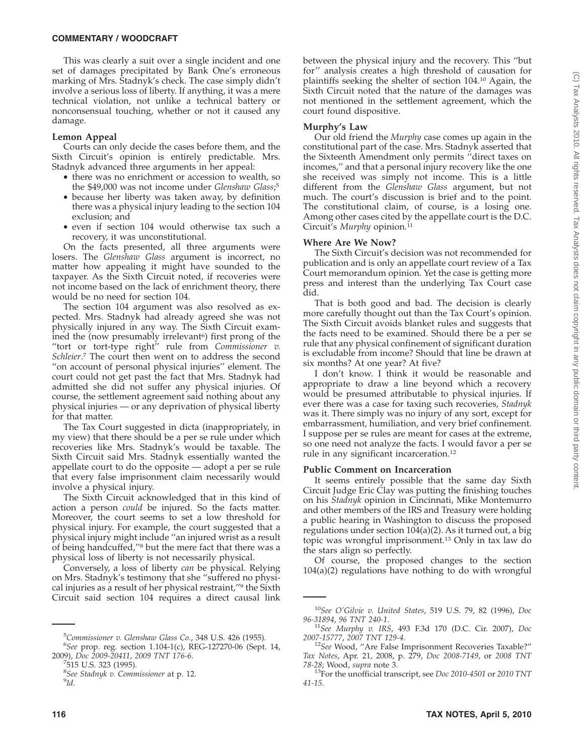This was clearly a suit over a single incident and one set of damages precipitated by Bank One's erroneous marking of Mrs. Stadnyk's check. The case simply didn't involve a serious loss of liberty. If anything, it was a mere technical violation, not unlike a technical battery or nonconsensual touching, whether or not it caused any damage.

**Lemon Appeal**

Courts can only decide the cases before them, and the Sixth Circuit's opinion is entirely predictable. Mrs. Stadnyk advanced three arguments in her appeal:

- there was no enrichment or accession to wealth, so the $49,000 was not income under *Glenshaw Glass*;[5]
- because her liberty was taken away, by definition there was a physical injury leading to the section 104 exclusion; and
- even if section 104 would otherwise tax such a recovery, it was unconstitutional.

On the facts presented, all three arguments were losers. The *Glenshaw Glass* argument is incorrect, no matter how appealing it might have sounded to the taxpayer. As the Sixth Circuit noted, if recoveries were not income based on the lack of enrichment theory, there would be no need for section 104.

The section 104 argument was also resolved as expected. Mrs. Stadnyk had already agreed she was not physically injured in any way. The Sixth Circuit examined the (now presumably irrelevant[6]) first prong of the ''tort or tort-type right'' rule from *Commissioner v. Schleier*.[7] The court then went on to address the second ''on account of personal physical injuries'' element. The court could not get past the fact that Mrs. Stadnyk had admitted she did not suffer any physical injuries. Of course, the settlement agreement said nothing about any physical injuries — or any deprivation of physical liberty for that matter.

The Tax Court suggested in dicta (inappropriately, in my view) that there should be a per se rule under which recoveries like Mrs. Stadnyk's would be taxable. The Sixth Circuit said Mrs. Stadnyk essentially wanted the appellate court to do the opposite — adopt a per se rule that every false imprisonment claim necessarily would involve a physical injury.

The Sixth Circuit acknowledged that in this kind of action a person *could* be injured. So the facts matter. Moreover, the court seems to set a low threshold for physical injury. For example, the court suggested that a physical injury might include ''an injured wrist as a result of being handcuffed,''[8] but the mere fact that there was a physical loss of liberty is not necessarily physical.

Conversely, a loss of liberty *can* be physical. Relying on Mrs. Stadnyk's testimony that she ''suffered no physical injuries as a result of her physical restraint,''[9] the Sixth Circuit said section 104 requires a direct causal link between the physical injury and the recovery. This ''but for'' analysis creates a high threshold of causation for plaintiffs seeking the shelter of section 104.[10] Again, the Sixth Circuit noted that the nature of the damages was not mentioned in the settlement agreement, which the court found dispositive.

**Murphy's Law**

Our old friend the *Murphy* case comes up again in the constitutional part of the case. Mrs. Stadnyk asserted that the Sixteenth Amendment only permits ''direct taxes on incomes,'' and that a personal injury recovery like the one she received was simply not income. This is a little different from the *Glenshaw Glass* argument, but not much. The court's discussion is brief and to the point. The constitutional claim, of course, is a losing one. Among other cases cited by the appellate court is the D.C. Circuit's *Murphy* opinion.[11]

**Where Are We Now?**

The Sixth Circuit's decision was not recommended for publication and is only an appellate court review of a Tax Court memorandum opinion. Yet the case is getting more press and interest than the underlying Tax Court case did.

That is both good and bad. The decision is clearly more carefully thought out than the Tax Court's opinion. The Sixth Circuit avoids blanket rules and suggests that the facts need to be examined. Should there be a per se rule that any physical confinement of significant duration is excludable from income? Should that line be drawn at six months? At one year? At five?

I don't know. I think it would be reasonable and appropriate to draw a line beyond which a recovery would be presumed attributable to physical injuries. If ever there was a case for taxing such recoveries, *Stadnyk* was it. There simply was no injury of any sort, except for embarrassment, humiliation, and very brief confinement. I suppose per se rules are meant for cases at the extreme, so one need not analyze the facts. I would favor a per se rule in any significant incarceration.[12]

**Public Comment on Incarceration**

It seems entirely possible that the same day Sixth Circuit Judge Eric Clay was putting the finishing touches on his *Stadnyk* opinion in Cincinnati, Mike Montemurro and other members of the IRS and Treasury were holding a public hearing in Washington to discuss the proposed regulations under section 104(a)(2). As it turned out, a big topic was wrongful imprisonment.[13] Only in tax law do the stars align so perfectly.

Of course, the proposed changes to the section 104(a)(2) regulations have nothing to do with wrongful

---

[5] *Commissioner v. Glenshaw Glass Co.*, 348 U.S. 426 (1955).

[6] *See* prop. reg. section 1.104-1(c), REG-127270-06 (Sept. 14, 2009), *Doc 2009-20411*, *2009 TNT 176-6*.

[7] 515 U.S. 323 (1995).

[8] *See Stadnyk v. Commissioner* at p. 12.

[9] *Id.*

[10] *See O'Gilvie v. United States*, 519 U.S. 79, 82 (1996), *Doc 96-31894*, *96 TNT 240-1*.

[11] *See Murphy v. IRS*, 493 F.3d 170 (D.C. Cir. 2007), *Doc 2007-15777*, *2007 TNT 129-4*.

[12] *See* Wood, ''Are False Imprisonment Recoveries Taxable?'' *Tax Notes*, Apr. 21, 2008, p. 279, *Doc 2008-7149*, or *2008 TNT 78-28*; Wood, *supra* note 3.

[13] For the unofficial transcript, see *Doc 2010-4501* or *2010 TNT 41-15*.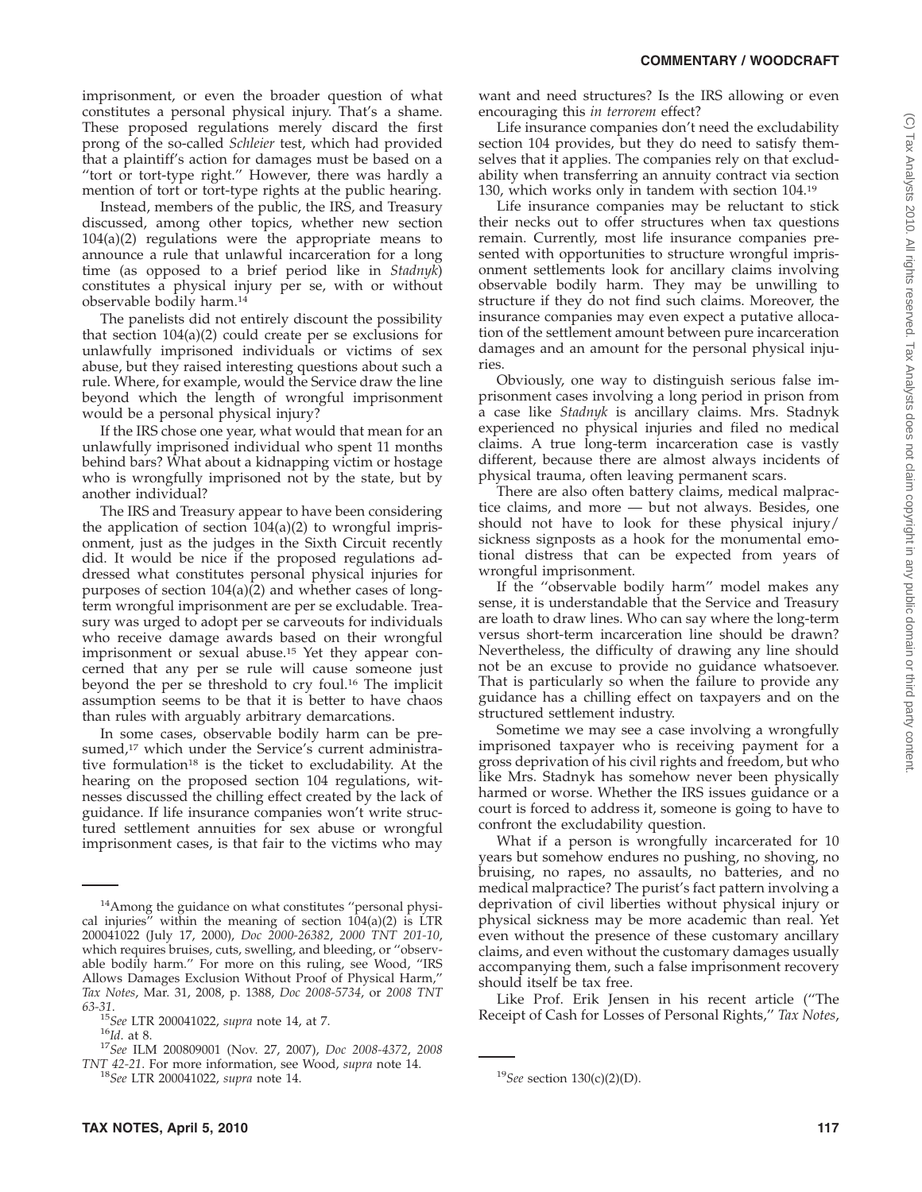imprisonment, or even the broader question of what constitutes a personal physical injury. That's a shame. These proposed regulations merely discard the first prong of the so-called *Schleier* test, which had provided that a plaintiff's action for damages must be based on a ''tort or tort-type right.'' However, there was hardly a mention of tort or tort-type rights at the public hearing.

Instead, members of the public, the IRS, and Treasury discussed, among other topics, whether new section 104(a)(2) regulations were the appropriate means to announce a rule that unlawful incarceration for a long time (as opposed to a brief period like in *Stadnyk*) constitutes a physical injury per se, with or without observable bodily harm.[14]

The panelists did not entirely discount the possibility that section 104(a)(2) could create per se exclusions for unlawfully imprisoned individuals or victims of sex abuse, but they raised interesting questions about such a rule. Where, for example, would the Service draw the line beyond which the length of wrongful imprisonment would be a personal physical injury?

If the IRS chose one year, what would that mean for an unlawfully imprisoned individual who spent 11 months behind bars? What about a kidnapping victim or hostage who is wrongfully imprisoned not by the state, but by another individual?

The IRS and Treasury appear to have been considering the application of section 104(a)(2) to wrongful imprisonment, just as the judges in the Sixth Circuit recently did. It would be nice if the proposed regulations addressed what constitutes personal physical injuries for purposes of section 104(a)(2) and whether cases of long-term wrongful imprisonment are per se excludable. Treasury was urged to adopt per se carveouts for individuals who receive damage awards based on their wrongful imprisonment or sexual abuse.[15] Yet they appear concerned that any per se rule will cause someone just beyond the per se threshold to cry foul.[16] The implicit assumption seems to be that it is better to have chaos than rules with arguably arbitrary demarcations.

In some cases, observable bodily harm can be presumed,[17] which under the Service's current administrative formulation[18] is the ticket to excludability. At the hearing on the proposed section 104 regulations, witnesses discussed the chilling effect created by the lack of guidance. If life insurance companies won't write structured settlement annuities for sex abuse or wrongful imprisonment cases, is that fair to the victims who may want and need structures? Is the IRS allowing or even encouraging this *in terrorem* effect?

Life insurance companies don't need the excludability section 104 provides, but they do need to satisfy themselves that it applies. The companies rely on that excludability when transferring an annuity contract via section 130, which works only in tandem with section 104.[19]

Life insurance companies may be reluctant to stick their necks out to offer structures when tax questions remain. Currently, most life insurance companies presented with opportunities to structure wrongful imprisonment settlements look for ancillary claims involving observable bodily harm. They may be unwilling to structure if they do not find such claims. Moreover, the insurance companies may even expect a putative allocation of the settlement amount between pure incarceration damages and an amount for the personal physical injuries.

Obviously, one way to distinguish serious false imprisonment cases involving a long period in prison from a case like *Stadnyk* is ancillary claims. Mrs. Stadnyk experienced no physical injuries and filed no medical claims. A true long-term incarceration case is vastly different, because there are almost always incidents of physical trauma, often leaving permanent scars.

There are also often battery claims, medical malpractice claims, and more — but not always. Besides, one should not have to look for these physical injury/sickness signposts as a hook for the monumental emotional distress that can be expected from years of wrongful imprisonment.

If the ''observable bodily harm'' model makes any sense, it is understandable that the Service and Treasury are loath to draw lines. Who can say where the long-term versus short-term incarceration line should be drawn? Nevertheless, the difficulty of drawing any line should not be an excuse to provide no guidance whatsoever. That is particularly so when the failure to provide any guidance has a chilling effect on taxpayers and on the structured settlement industry.

Sometime we may see a case involving a wrongfully imprisoned taxpayer who is receiving payment for a gross deprivation of his civil rights and freedom, but who like Mrs. Stadnyk has somehow never been physically harmed or worse. Whether the IRS issues guidance or a court is forced to address it, someone is going to have to confront the excludability question.

What if a person is wrongfully incarcerated for 10 years but somehow endures no pushing, no shoving, no bruising, no rapes, no assaults, no batteries, and no medical malpractice? The purist's fact pattern involving a deprivation of civil liberties without physical injury or physical sickness may be more academic than real. Yet even without the presence of these customary ancillary claims, and even without the customary damages usually accompanying them, such a false imprisonment recovery should itself be tax free.

Like Prof. Erik Jensen in his recent article (''The Receipt of Cash for Losses of Personal Rights,'' *Tax Notes*,

---

[14]Among the guidance on what constitutes ''personal physical injuries'' within the meaning of section 104(a)(2) is LTR 200041022 (July 17, 2000), *Doc 2000-26382*, *2000 TNT 201-10*, which requires bruises, cuts, swelling, and bleeding, or ''observable bodily harm.'' For more on this ruling, see Wood, ''IRS Allows Damages Exclusion Without Proof of Physical Harm,'' *Tax Notes*, Mar. 31, 2008, p. 1388, *Doc 2008-5734*, or *2008 TNT 63-31*.

[15]*See* LTR 200041022, *supra* note 14, at 7.

[16]*Id.* at 8.

[17]*See* ILM 200809001 (Nov. 27, 2007), *Doc 2008-4372*, *2008 TNT 42-21*. For more information, see Wood, *supra* note 14.

[18]*See* LTR 200041022, *supra* note 14.

[19]*See* section 130(c)(2)(D).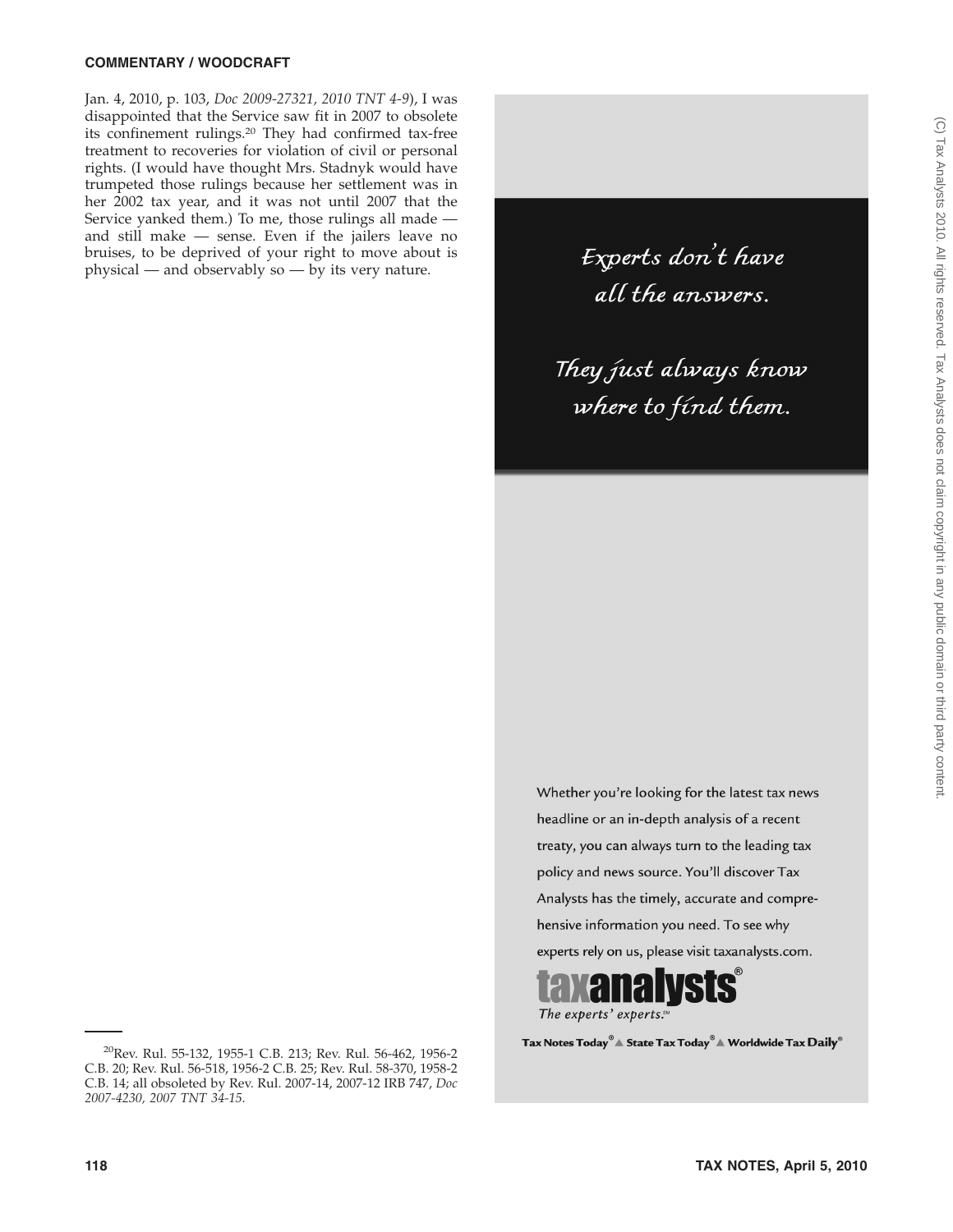Jan. 4, 2010, p. 103, *Doc 2009-27321, 2010 TNT 4-9*), I was disappointed that the Service saw fit in 2007 to obsolete its confinement rulings.[20] They had confirmed tax-free treatment to recoveries for violation of civil or personal rights. (I would have thought Mrs. Stadnyk would have trumpeted those rulings because her settlement was in her 2002 tax year, and it was not until 2007 that the Service yanked them.) To me, those rulings all made — and still make — sense. Even if the jailers leave no bruises, to be deprived of your right to move about is physical — and observably so — by its very nature.

*Experts don't have all the answers.*

*They just always know where to find them.*

Whether you're looking for the latest tax news headline or an in-depth analysis of a recent treaty, you can always turn to the leading tax policy and news source. You'll discover Tax Analysts has the timely, accurate and comprehensive information you need. To see why experts rely on us, please visit taxanalysts.com.

**taxanalysts®**

*The experts' experts.℠*

Tax Notes Today® ▲ State Tax Today® ▲ Worldwide Tax Daily®

---

[20] Rev. Rul. 55-132, 1955-1 C.B. 213; Rev. Rul. 56-462, 1956-2 C.B. 20; Rev. Rul. 56-518, 1956-2 C.B. 25; Rev. Rul. 58-370, 1958-2 C.B. 14; all obsoleted by Rev. Rul. 2007-14, 2007-12 IRB 747, *Doc 2007-4230, 2007 TNT 34-15*.